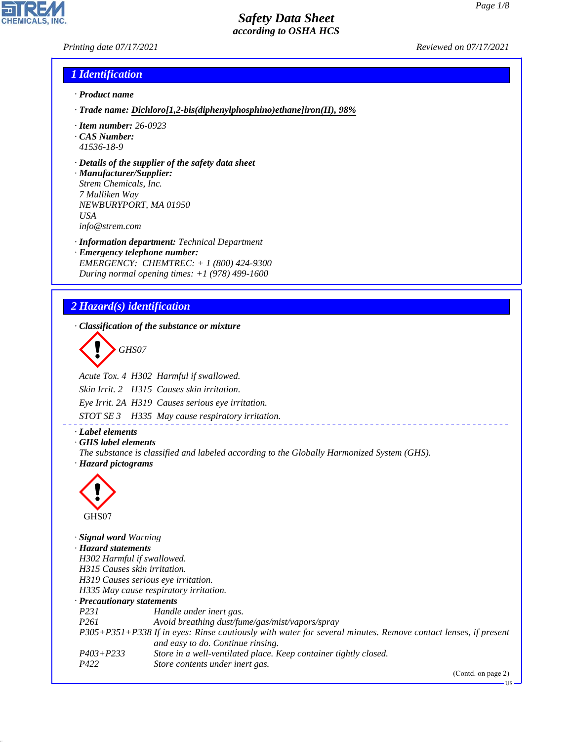# Safety Data Sheet
## according to OSHA HCS

Printing date 07/17/2021 Reviewed on 07/17/2021

## 1 Identification

- **Product name**
- **Trade name:** Dichloro[1,2-bis(diphenylphosphino)ethane]iron(II), 98%
- **Item number:** 26-0923
- **CAS Number:**
  41536-18-9
- **Details of the supplier of the safety data sheet**
- **Manufacturer/Supplier:**
  Strem Chemicals, Inc.
  7 Mulliken Way
  NEWBURYPORT, MA 01950
  USA
  info@strem.com
- **Information department:** Technical Department
- **Emergency telephone number:**
  EMERGENCY: CHEMTREC: + 1 (800) 424-9300
  During normal opening times: +1 (978) 499-1600

## 2 Hazard(s) identification

- **Classification of the substance or mixture**

GHS07

Acute Tox. 4 H302 Harmful if swallowed.
Skin Irrit. 2 H315 Causes skin irritation.
Eye Irrit. 2A H319 Causes serious eye irritation.
STOT SE 3 H335 May cause respiratory irritation.

- **Label elements**
- **GHS label elements**
  The substance is classified and labeled according to the Globally Harmonized System (GHS).
- **Hazard pictograms**

GHS07

- **Signal word** Warning
- **Hazard statements**
  H302 Harmful if swallowed.
  H315 Causes skin irritation.
  H319 Causes serious eye irritation.
  H335 May cause respiratory irritation.
- **Precautionary statements**

| | |
|---|---|
| P231 | Handle under inert gas. |
| P261 | Avoid breathing dust/fume/gas/mist/vapors/spray |
| P305+P351+P338 | If in eyes: Rinse cautiously with water for several minutes. Remove contact lenses, if present and easy to do. Continue rinsing. |
| P403+P233 | Store in a well-ventilated place. Keep container tightly closed. |
| P422 | Store contents under inert gas. |

(Contd. on page 2)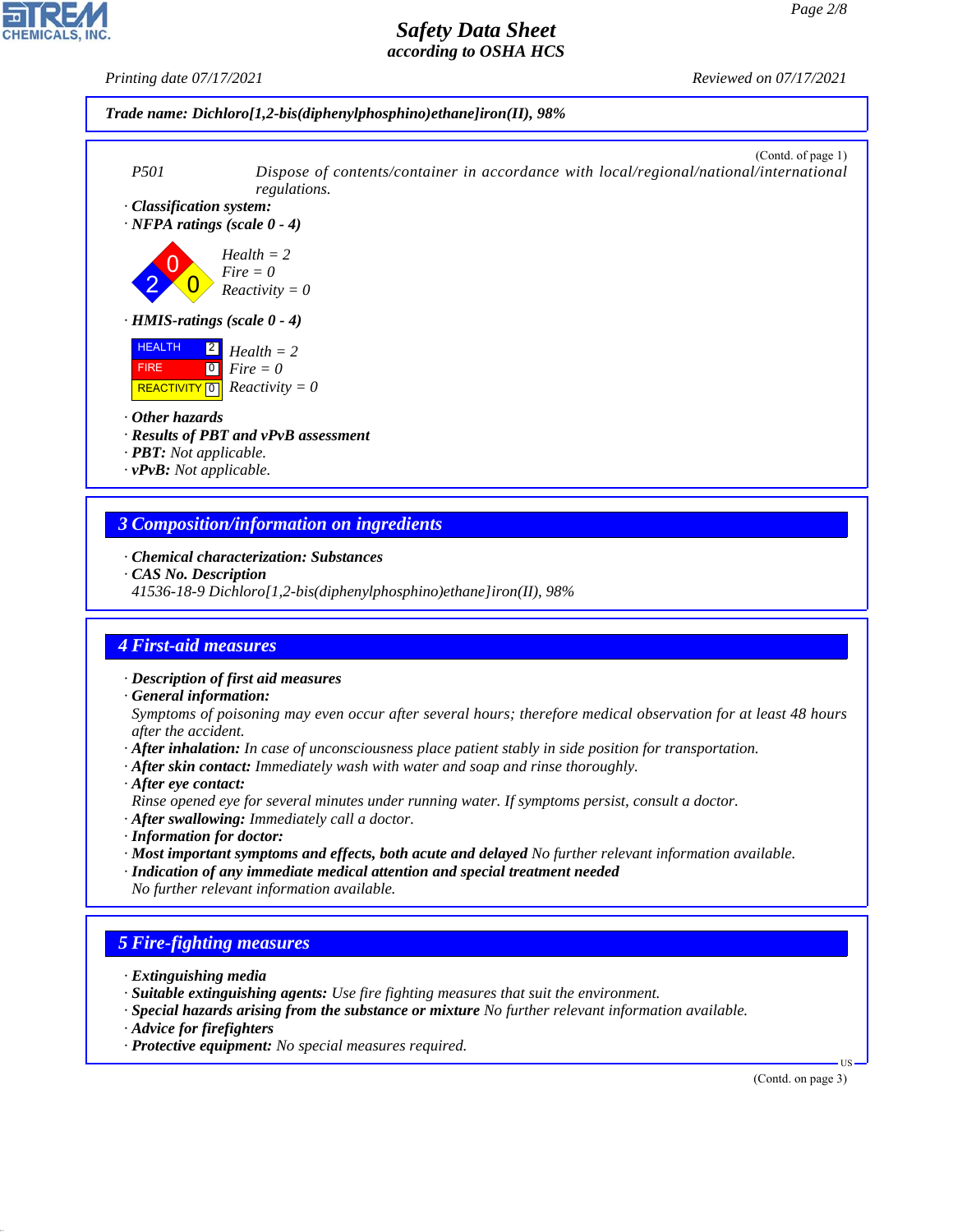**Trade name: Dichloro[1,2-bis(diphenylphosphino)ethane]iron(II), 98%**

(Contd. of page 1)

P501 Dispose of contents/container in accordance with local/regional/national/international regulations.

· **Classification system:**

· **NFPA ratings (scale 0 - 4)**

Health = 2
Fire = 0
Reactivity = 0

· **HMIS-ratings (scale 0 - 4)**

| | | |
|---|---|---|
| HEALTH | 2 | Health = 2 |
| FIRE | 0 | Fire = 0 |
| REACTIVITY | 0 | Reactivity = 0 |

· **Other hazards**
· **Results of PBT and vPvB assessment**
· **PBT:** Not applicable.
· **vPvB:** Not applicable.

## 3 Composition/information on ingredients

· **Chemical characterization: Substances**
· **CAS No. Description**
41536-18-9 Dichloro[1,2-bis(diphenylphosphino)ethane]iron(II), 98%

## 4 First-aid measures

· **Description of first aid measures**
· **General information:**
Symptoms of poisoning may even occur after several hours; therefore medical observation for at least 48 hours after the accident.
· **After inhalation:** In case of unconsciousness place patient stably in side position for transportation.
· **After skin contact:** Immediately wash with water and soap and rinse thoroughly.
· **After eye contact:**
Rinse opened eye for several minutes under running water. If symptoms persist, consult a doctor.
· **After swallowing:** Immediately call a doctor.
· **Information for doctor:**
· **Most important symptoms and effects, both acute and delayed** No further relevant information available.
· **Indication of any immediate medical attention and special treatment needed**
No further relevant information available.

## 5 Fire-fighting measures

· **Extinguishing media**
· **Suitable extinguishing agents:** Use fire fighting measures that suit the environment.
· **Special hazards arising from the substance or mixture** No further relevant information available.
· **Advice for firefighters**
· **Protective equipment:** No special measures required.

(Contd. on page 3)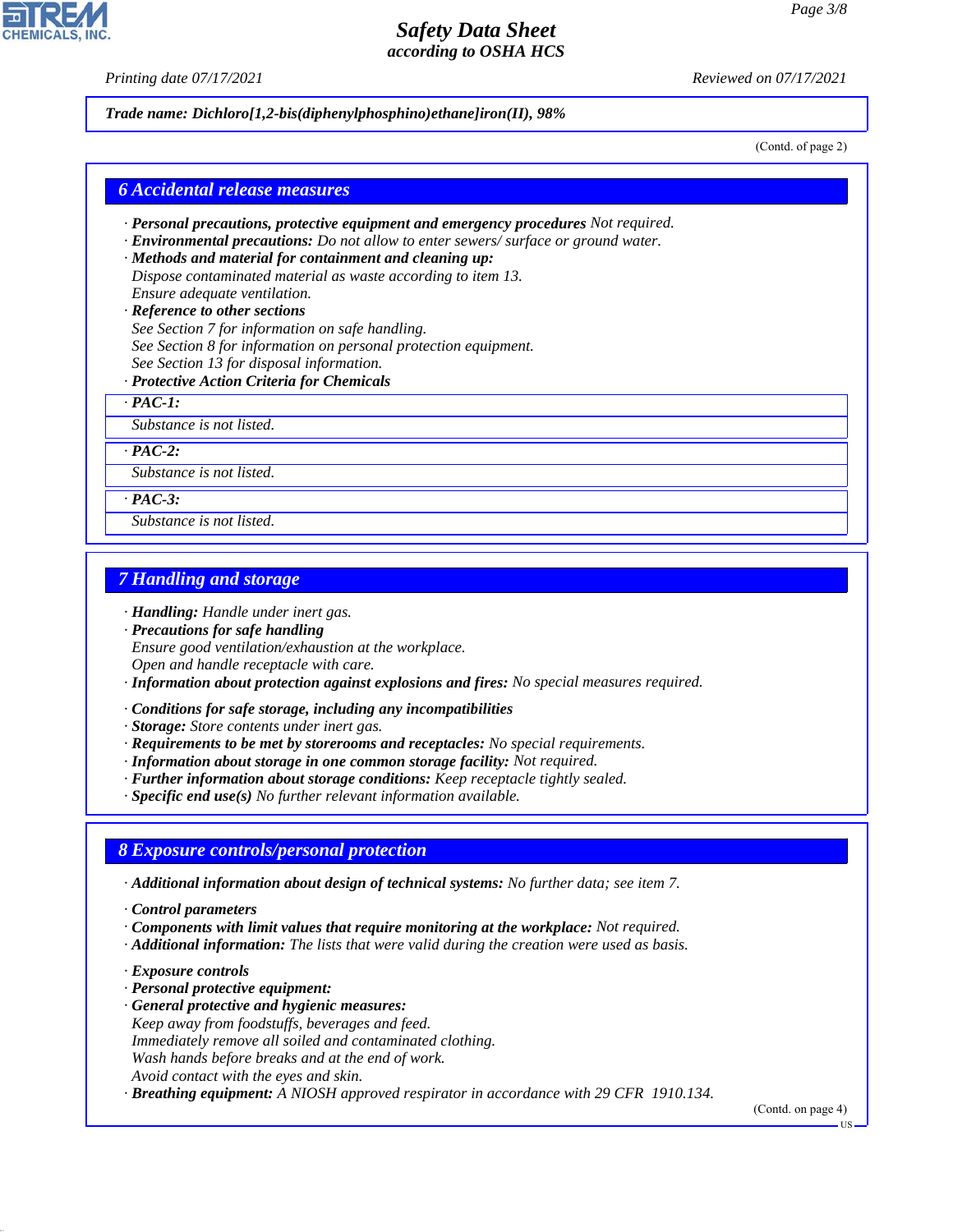**Trade name: Dichloro[1,2-bis(diphenylphosphino)ethane]iron(II), 98%**

(Contd. of page 2)

## 6 Accidental release measures

· **Personal precautions, protective equipment and emergency procedures** Not required.
· **Environmental precautions:** Do not allow to enter sewers/ surface or ground water.
· **Methods and material for containment and cleaning up:**
Dispose contaminated material as waste according to item 13.
Ensure adequate ventilation.
· **Reference to other sections**
See Section 7 for information on safe handling.
See Section 8 for information on personal protection equipment.
See Section 13 for disposal information.
· **Protective Action Criteria for Chemicals**

· **PAC-1:**
Substance is not listed.

· **PAC-2:**
Substance is not listed.

· **PAC-3:**
Substance is not listed.

## 7 Handling and storage

· **Handling:** Handle under inert gas.
· **Precautions for safe handling**
Ensure good ventilation/exhaustion at the workplace.
Open and handle receptacle with care.
· **Information about protection against explosions and fires:** No special measures required.

· **Conditions for safe storage, including any incompatibilities**
· **Storage:** Store contents under inert gas.
· **Requirements to be met by storerooms and receptacles:** No special requirements.
· **Information about storage in one common storage facility:** Not required.
· **Further information about storage conditions:** Keep receptacle tightly sealed.
· **Specific end use(s)** No further relevant information available.

## 8 Exposure controls/personal protection

· **Additional information about design of technical systems:** No further data; see item 7.

· **Control parameters**
· **Components with limit values that require monitoring at the workplace:** Not required.
· **Additional information:** The lists that were valid during the creation were used as basis.

· **Exposure controls**
· **Personal protective equipment:**
· **General protective and hygienic measures:**
Keep away from foodstuffs, beverages and feed.
Immediately remove all soiled and contaminated clothing.
Wash hands before breaks and at the end of work.
Avoid contact with the eyes and skin.
· **Breathing equipment:** A NIOSH approved respirator in accordance with 29 CFR 1910.134.

(Contd. on page 4)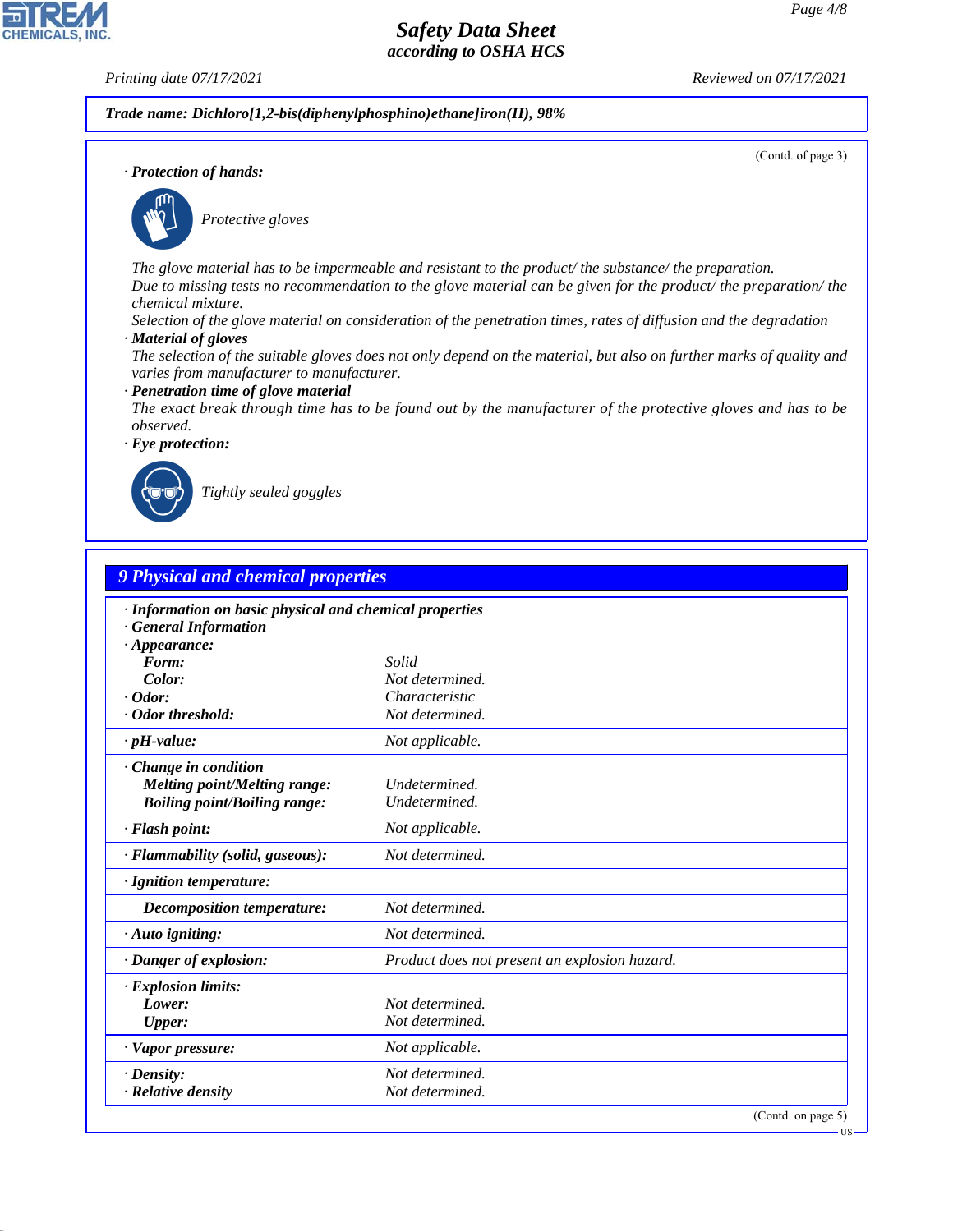**Trade name: Dichloro[1,2-bis(diphenylphosphino)ethane]iron(II), 98%**

(Contd. of page 3)

· **Protection of hands:**

Protective gloves

The glove material has to be impermeable and resistant to the product/ the substance/ the preparation.
Due to missing tests no recommendation to the glove material can be given for the product/ the preparation/ the chemical mixture.
Selection of the glove material on consideration of the penetration times, rates of diffusion and the degradation

· **Material of gloves**
The selection of the suitable gloves does not only depend on the material, but also on further marks of quality and varies from manufacturer to manufacturer.

· **Penetration time of glove material**
The exact break through time has to be found out by the manufacturer of the protective gloves and has to be observed.

· **Eye protection:**

Tightly sealed goggles

## 9 Physical and chemical properties

| | |
|---|---|
| · **Information on basic physical and chemical properties** | |
| · **General Information** | |
| · **Appearance:** | |
| **Form:** | Solid |
| **Color:** | Not determined. |
| · **Odor:** | Characteristic |
| · **Odor threshold:** | Not determined. |
| · **pH-value:** | Not applicable. |
| · **Change in condition** | |
| **Melting point/Melting range:** | Undetermined. |
| **Boiling point/Boiling range:** | Undetermined. |
| · **Flash point:** | Not applicable. |
| · **Flammability (solid, gaseous):** | Not determined. |
| · **Ignition temperature:** | |
| **Decomposition temperature:** | Not determined. |
| · **Auto igniting:** | Not determined. |
| · **Danger of explosion:** | Product does not present an explosion hazard. |
| · **Explosion limits:** | |
| **Lower:** | Not determined. |
| **Upper:** | Not determined. |
| · **Vapor pressure:** | Not applicable. |
| · **Density:** | Not determined. |
| · **Relative density** | Not determined. |

(Contd. on page 5)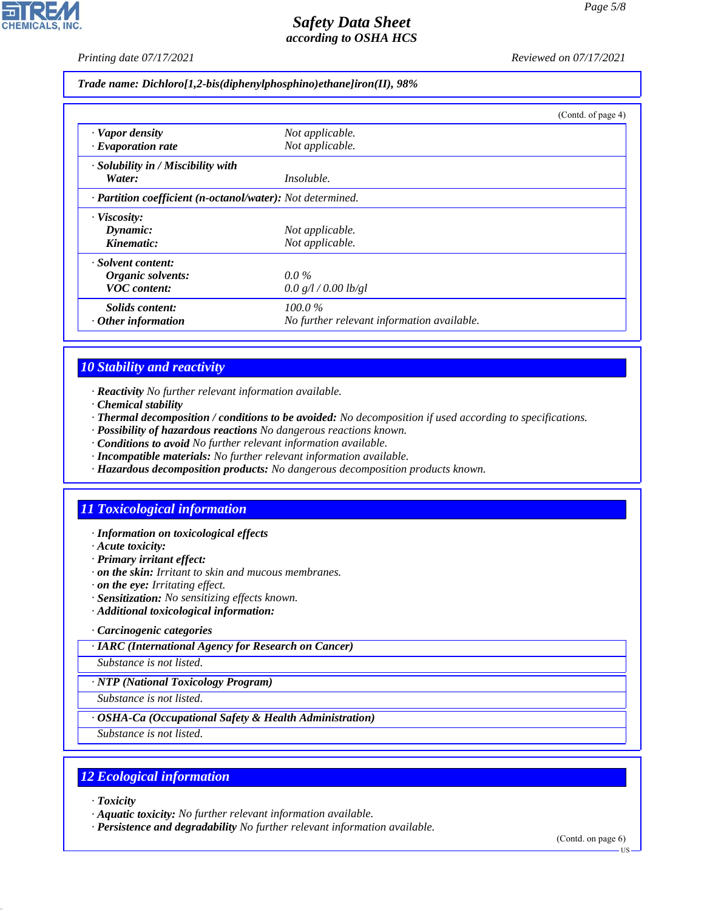**Trade name: Dichloro[1,2-bis(diphenylphosphino)ethane]iron(II), 98%**

(Contd. of page 4)

| | |
|---|---|
| · **Vapor density** | Not applicable. |
| · **Evaporation rate** | Not applicable. |
| · **Solubility in / Miscibility with** | |
| **Water:** | Insoluble. |
| · **Partition coefficient (n-octanol/water):** | Not determined. |
| · **Viscosity:** | |
| **Dynamic:** | Not applicable. |
| **Kinematic:** | Not applicable. |
| · **Solvent content:** | |
| **Organic solvents:** | 0.0 % |
| **VOC content:** | 0.0 g/l / 0.00 lb/gl |
| **Solids content:** | 100.0 % |
| · **Other information** | No further relevant information available. |

## 10 Stability and reactivity

· **Reactivity** No further relevant information available.
· **Chemical stability**
· **Thermal decomposition / conditions to be avoided:** No decomposition if used according to specifications.
· **Possibility of hazardous reactions** No dangerous reactions known.
· **Conditions to avoid** No further relevant information available.
· **Incompatible materials:** No further relevant information available.
· **Hazardous decomposition products:** No dangerous decomposition products known.

## 11 Toxicological information

· **Information on toxicological effects**
· **Acute toxicity:**
· **Primary irritant effect:**
· **on the skin:** Irritant to skin and mucous membranes.
· **on the eye:** Irritating effect.
· **Sensitization:** No sensitizing effects known.
· **Additional toxicological information:**

· **Carcinogenic categories**

· **IARC (International Agency for Research on Cancer)**

Substance is not listed.

· **NTP (National Toxicology Program)**

Substance is not listed.

· **OSHA-Ca (Occupational Safety & Health Administration)**

Substance is not listed.

## 12 Ecological information

· **Toxicity**
· **Aquatic toxicity:** No further relevant information available.
· **Persistence and degradability** No further relevant information available.

(Contd. on page 6)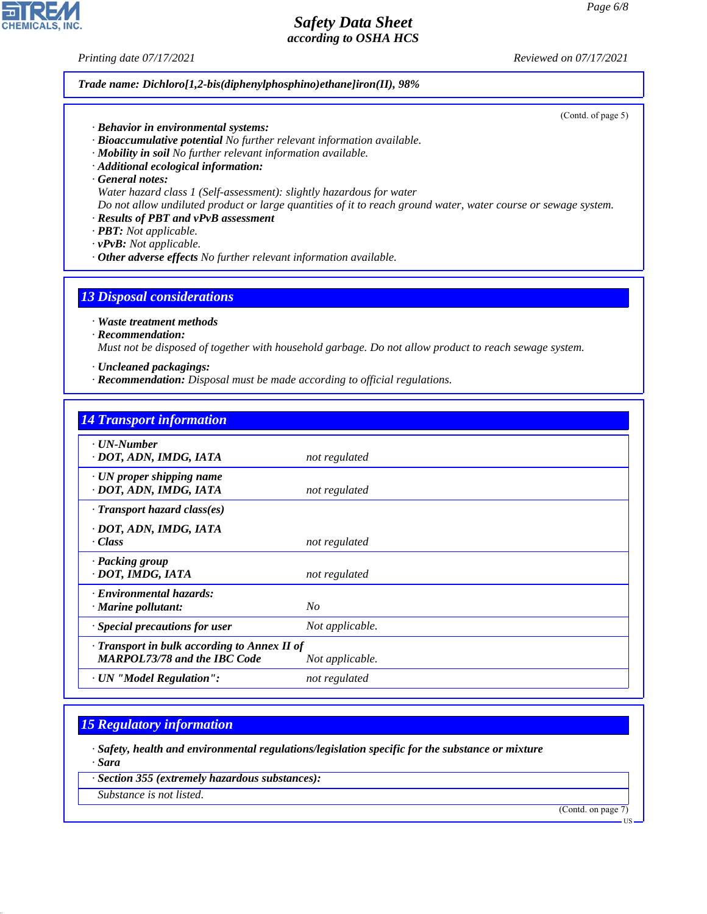**Trade name: Dichloro[1,2-bis(diphenylphosphino)ethane]iron(II), 98%**

(Contd. of page 5)

· **Behavior in environmental systems:**
· **Bioaccumulative potential** No further relevant information available.
· **Mobility in soil** No further relevant information available.
· **Additional ecological information:**
· **General notes:**
Water hazard class 1 (Self-assessment): slightly hazardous for water
Do not allow undiluted product or large quantities of it to reach ground water, water course or sewage system.
· **Results of PBT and vPvB assessment**
· **PBT:** Not applicable.
· **vPvB:** Not applicable.
· **Other adverse effects** No further relevant information available.

## 13 Disposal considerations

· **Waste treatment methods**
· **Recommendation:**
Must not be disposed of together with household garbage. Do not allow product to reach sewage system.

· **Uncleaned packagings:**
· **Recommendation:** Disposal must be made according to official regulations.

## 14 Transport information

| | |
|---|---|
| · **UN-Number**<br>· **DOT, ADN, IMDG, IATA** | not regulated |
| · **UN proper shipping name**<br>· **DOT, ADN, IMDG, IATA** | not regulated |
| · **Transport hazard class(es)**<br>· **DOT, ADN, IMDG, IATA**<br>· **Class** | not regulated |
| · **Packing group**<br>· **DOT, IMDG, IATA** | not regulated |
| · **Environmental hazards:**<br>· **Marine pollutant:** | No |
| · **Special precautions for user** | Not applicable. |
| · **Transport in bulk according to Annex II of MARPOL73/78 and the IBC Code** | Not applicable. |
| · **UN "Model Regulation":** | not regulated |

## 15 Regulatory information

· **Safety, health and environmental regulations/legislation specific for the substance or mixture**
· **Sara**

| · **Section 355 (extremely hazardous substances):** |
|---|
| Substance is not listed. |

(Contd. on page 7)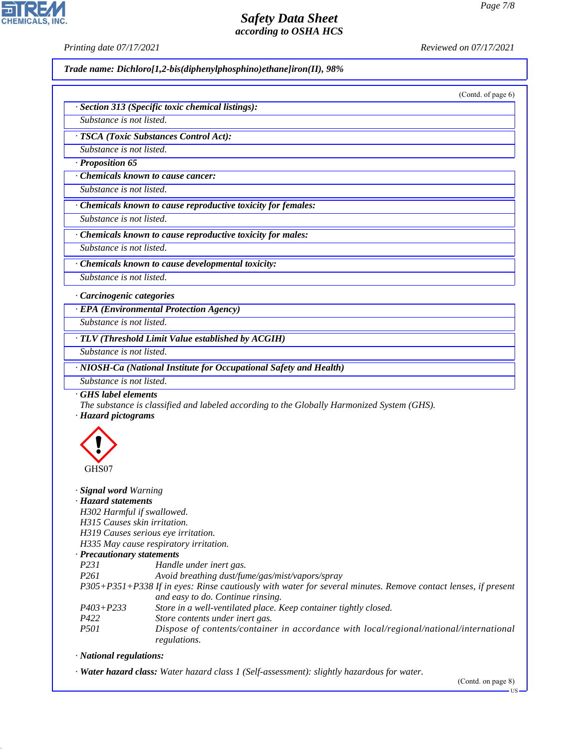**Trade name: Dichloro[1,2-bis(diphenylphosphino)ethane]iron(II), 98%**

(Contd. of page 6)

**· Section 313 (Specific toxic chemical listings):**

Substance is not listed.

**· TSCA (Toxic Substances Control Act):**

Substance is not listed.

**· Proposition 65**

**· Chemicals known to cause cancer:**

Substance is not listed.

**· Chemicals known to cause reproductive toxicity for females:**

Substance is not listed.

**· Chemicals known to cause reproductive toxicity for males:**

Substance is not listed.

**· Chemicals known to cause developmental toxicity:**

Substance is not listed.

**· Carcinogenic categories**

**· EPA (Environmental Protection Agency)**

Substance is not listed.

**· TLV (Threshold Limit Value established by ACGIH)**

Substance is not listed.

**· NIOSH-Ca (National Institute for Occupational Safety and Health)**

Substance is not listed.

**· GHS label elements**

The substance is classified and labeled according to the Globally Harmonized System (GHS).

**· Hazard pictograms**

GHS07

**· Signal word** Warning

**· Hazard statements**

H302 Harmful if swallowed.
H315 Causes skin irritation.
H319 Causes serious eye irritation.
H335 May cause respiratory irritation.

**· Precautionary statements**

| | |
|---|---|
| P231 | Handle under inert gas. |
| P261 | Avoid breathing dust/fume/gas/mist/vapors/spray |
| P305+P351+P338 | If in eyes: Rinse cautiously with water for several minutes. Remove contact lenses, if present and easy to do. Continue rinsing. |
| P403+P233 | Store in a well-ventilated place. Keep container tightly closed. |
| P422 | Store contents under inert gas. |
| P501 | Dispose of contents/container in accordance with local/regional/national/international regulations. |

**· National regulations:**

**· Water hazard class:** Water hazard class 1 (Self-assessment): slightly hazardous for water.

(Contd. on page 8)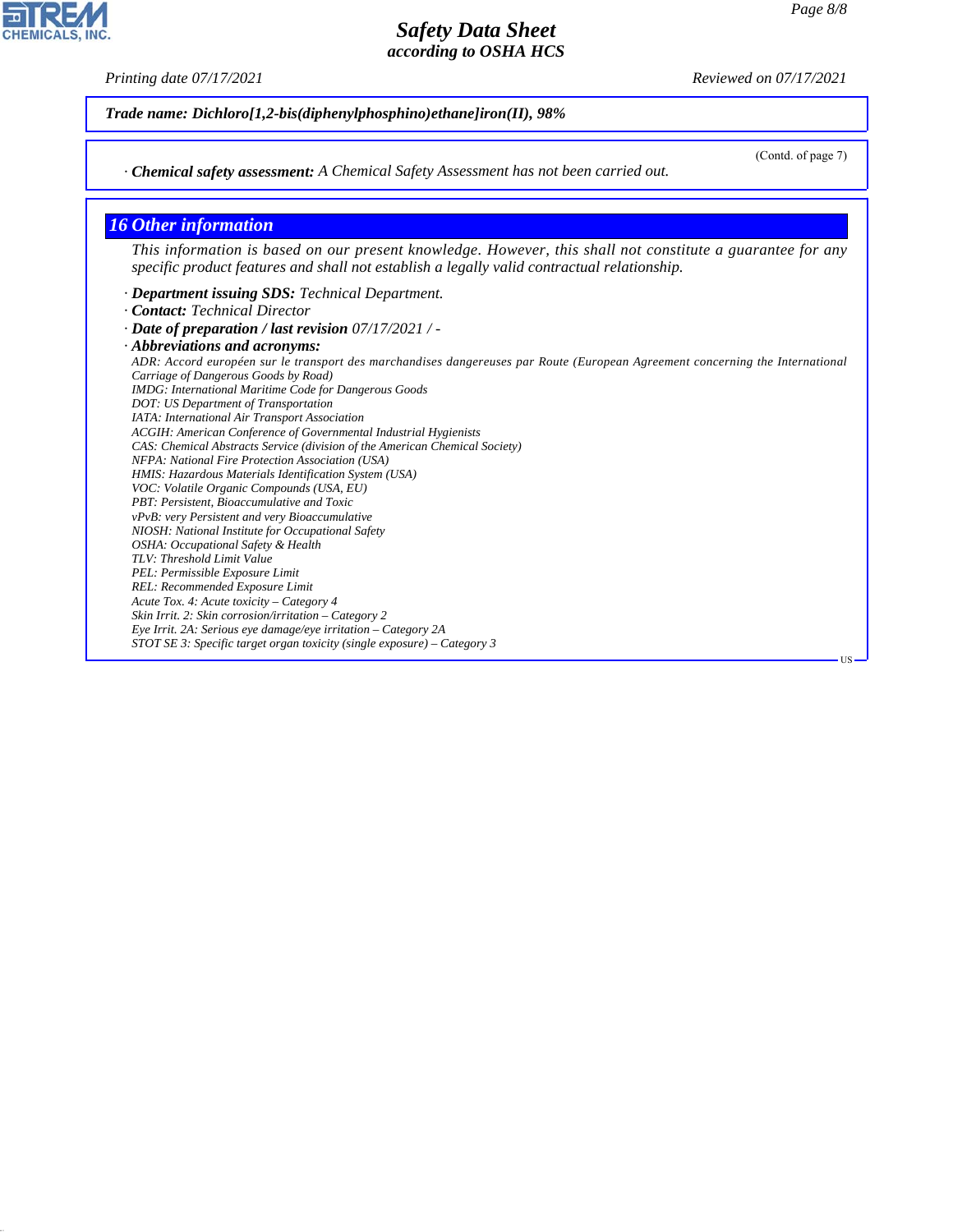**Trade name: Dichloro[1,2-bis(diphenylphosphino)ethane]iron(II), 98%**

(Contd. of page 7)

· **Chemical safety assessment:** A Chemical Safety Assessment has not been carried out.

## 16 Other information

*This information is based on our present knowledge. However, this shall not constitute a guarantee for any specific product features and shall not establish a legally valid contractual relationship.*

· **Department issuing SDS:** Technical Department.
· **Contact:** Technical Director
· **Date of preparation / last revision** 07/17/2021 / -
· **Abbreviations and acronyms:**
ADR: Accord européen sur le transport des marchandises dangereuses par Route (European Agreement concerning the International Carriage of Dangerous Goods by Road)
IMDG: International Maritime Code for Dangerous Goods
DOT: US Department of Transportation
IATA: International Air Transport Association
ACGIH: American Conference of Governmental Industrial Hygienists
CAS: Chemical Abstracts Service (division of the American Chemical Society)
NFPA: National Fire Protection Association (USA)
HMIS: Hazardous Materials Identification System (USA)
VOC: Volatile Organic Compounds (USA, EU)
PBT: Persistent, Bioaccumulative and Toxic
vPvB: very Persistent and very Bioaccumulative
NIOSH: National Institute for Occupational Safety
OSHA: Occupational Safety & Health
TLV: Threshold Limit Value
PEL: Permissible Exposure Limit
REL: Recommended Exposure Limit
Acute Tox. 4: Acute toxicity – Category 4
Skin Irrit. 2: Skin corrosion/irritation – Category 2
Eye Irrit. 2A: Serious eye damage/eye irritation – Category 2A
STOT SE 3: Specific target organ toxicity (single exposure) – Category 3